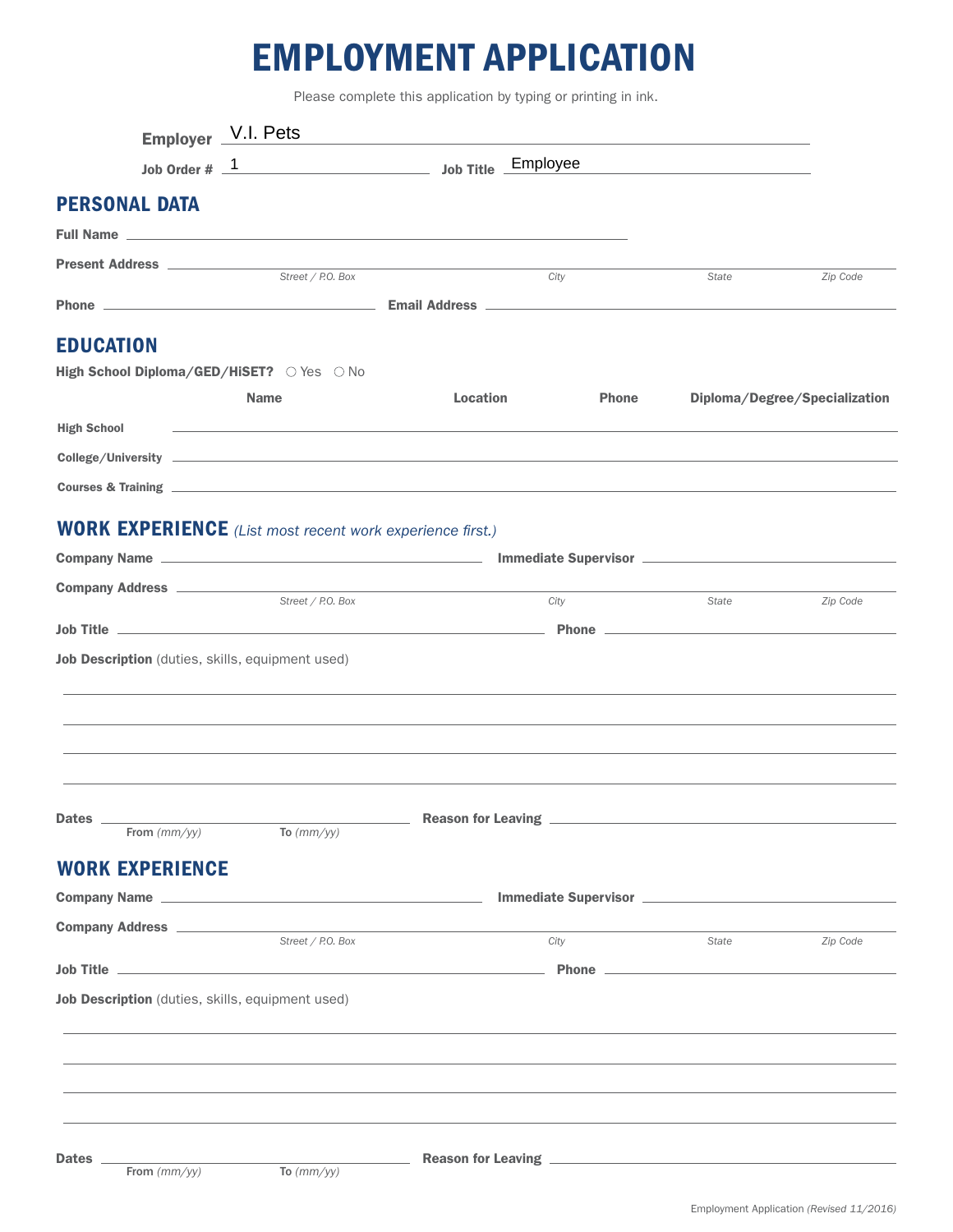# EMPLOYMENT APPLICATION

Please complete this application by typing or printing in ink.

**Employer** V.I. Pets

**Job Order #** 1 **Job Title** Employee

## PERSONAL DATA

**Full Name** ______________________________

**Present Address** ______________________________
*Street / P.O. Box* *City* *State* *Zip Code*

**Phone** ______________________________ **Email Address** ______________________________

## EDUCATION

**High School Diploma/GED/HiSET?** ○ Yes ○ No

| | Name | Location | Phone | Diploma/Degree/Specialization |
| --- | --- | --- | --- | --- |
| **High School** | | | | |
| **College/University** | | | | |
| **Courses & Training** | | | | |

## WORK EXPERIENCE *(List most recent work experience first.)*

**Company Name** ______________________________ **Immediate Supervisor** ______________________________

**Company Address** ______________________________
*Street / P.O. Box* *City* *State* *Zip Code*

**Job Title** ______________________________ **Phone** ______________________________

**Job Description** (duties, skills, equipment used)

______________________________

______________________________

______________________________

______________________________

**Dates** ______________________________ **Reason for Leaving** ______________________________
**From** *(mm/yy)* **To** *(mm/yy)*

## WORK EXPERIENCE

**Company Name** ______________________________ **Immediate Supervisor** ______________________________

**Company Address** ______________________________
*Street / P.O. Box* *City* *State* *Zip Code*

**Job Title** ______________________________ **Phone** ______________________________

**Job Description** (duties, skills, equipment used)

______________________________

______________________________

______________________________

______________________________

**Dates** ______________________________ **Reason for Leaving** ______________________________
**From** *(mm/yy)* **To** *(mm/yy)*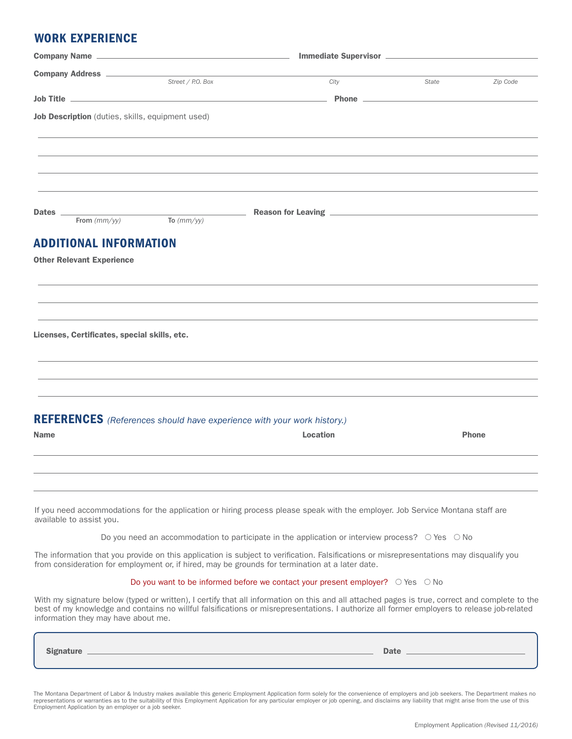## WORK EXPERIENCE

**Company Name** ______________________ **Immediate Supervisor** ______________________

**Company Address** ______________________
*Street / P.O. Box* *City* *State* *Zip Code*

**Job Title** ______________________ **Phone** ______________________

**Job Description** (duties, skills, equipment used)

______________________

______________________

______________________

______________________

**Dates** ______________________ **Reason for Leaving** ______________________
**From** *(mm/yy)* **To** *(mm/yy)*

## ADDITIONAL INFORMATION

**Other Relevant Experience**

______________________

______________________

______________________

**Licenses, Certificates, special skills, etc.**

______________________

______________________

______________________

## REFERENCES *(References should have experience with your work history.)*

| Name | Location | Phone |
|---|---|---|
| | | |
| | | |
| | | |

If you need accommodations for the application or hiring process please speak with the employer. Job Service Montana staff are available to assist you.

Do you need an accommodation to participate in the application or interview process? ○ Yes ○ No

The information that you provide on this application is subject to verification. Falsifications or misrepresentations may disqualify you from consideration for employment or, if hired, may be grounds for termination at a later date.

Do you want to be informed before we contact your present employer? ○ Yes ○ No

With my signature below (typed or written), I certify that all information on this and all attached pages is true, correct and complete to the best of my knowledge and contains no willful falsifications or misrepresentations. I authorize all former employers to release job-related information they may have about me.

**Signature** ______________________ **Date** ______________________

The Montana Department of Labor & Industry makes available this generic Employment Application form solely for the convenience of employers and job seekers. The Department makes no representations or warranties as to the suitability of this Employment Application for any particular employer or job opening, and disclaims any liability that might arise from the use of this Employment Application by an employer or a job seeker.

Employment Application *(Revised 11/2016)*